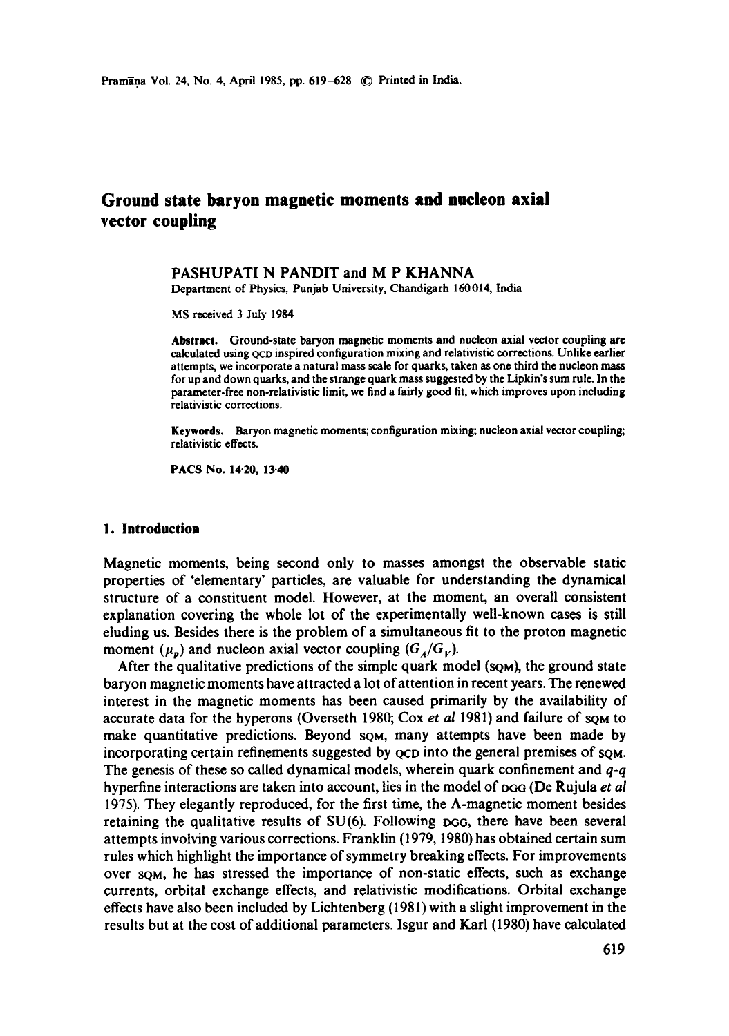# Ground state baryon magnetic moments and nucleon axial vector coupling

PASHUPATI N PANDIT and M P KHANNA

Department of Physics, Punjab University, Chandigarh 160014, India

MS received 3 July 1984

**Abstract.** Ground-state baryon magnetic moments and nucleon axial vector coupling are calculated using QCD inspired configuration mixing and relativistic corrections. Unlike earlier attempts, we incorporate a natural mass scale for quarks, taken as one third the nucleon mass for up and down quarks, and the strange quark mass suggested by the Lipkin's sum rule. In the parameter-free non-relativistic limit, we find a fairly good fit, which improves upon including relativistic corrections.

**Keywords.** Baryon magnetic moments; configuration mixing; nucleon axial vector coupling; relativistic effects.

**PACS No. 14·20, 13·40**

## 1. Introduction

Magnetic moments, being second only to masses amongst the observable static properties of 'elementary' particles, are valuable for understanding the dynamical structure of a constituent model. However, at the moment, an overall consistent explanation covering the whole lot of the experimentally well-known cases is still eluding us. Besides there is the problem of a simultaneous fit to the proton magnetic moment ($\mu_p$) and nucleon axial vector coupling ($G_A/G_V$).

After the qualitative predictions of the simple quark model (SQM), the ground state baryon magnetic moments have attracted a lot of attention in recent years. The renewed interest in the magnetic moments has been caused primarily by the availability of accurate data for the hyperons (Overseth 1980; Cox *et al* 1981) and failure of SQM to make quantitative predictions. Beyond SQM, many attempts have been made by incorporating certain refinements suggested by QCD into the general premises of SQM. The genesis of these so called dynamical models, wherein quark confinement and $q$-$q$ hyperfine interactions are taken into account, lies in the model of DGG (De Rujula *et al* 1975). They elegantly reproduced, for the first time, the $\Lambda$-magnetic moment besides retaining the qualitative results of SU(6). Following DGG, there have been several attempts involving various corrections. Franklin (1979, 1980) has obtained certain sum rules which highlight the importance of symmetry breaking effects. For improvements over SQM, he has stressed the importance of non-static effects, such as exchange currents, orbital exchange effects, and relativistic modifications. Orbital exchange effects have also been included by Lichtenberg (1981) with a slight improvement in the results but at the cost of additional parameters. Isgur and Karl (1980) have calculated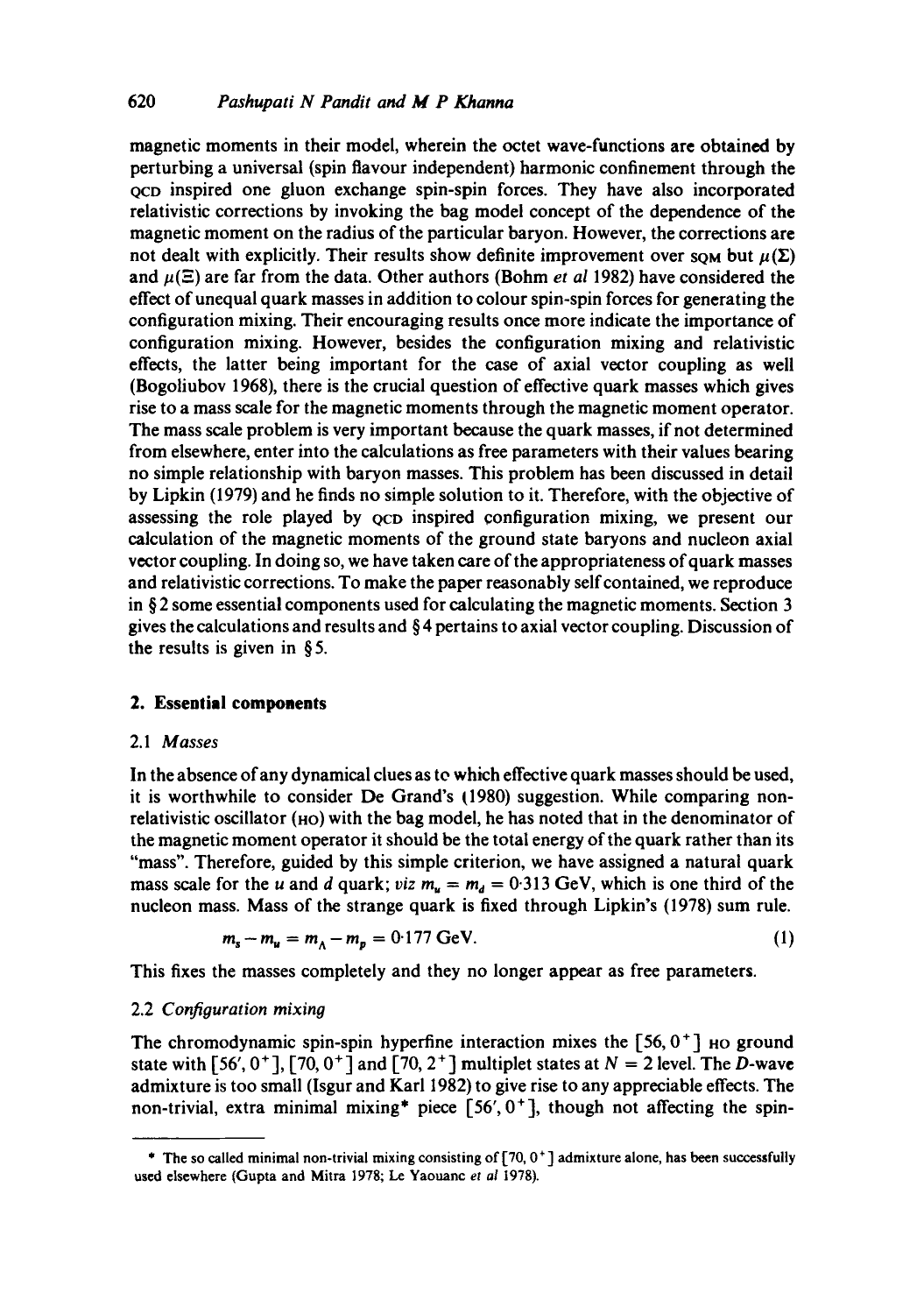magnetic moments in their model, wherein the octet wave-functions are obtained by perturbing a universal (spin flavour independent) harmonic confinement through the QCD inspired one gluon exchange spin-spin forces. They have also incorporated relativistic corrections by invoking the bag model concept of the dependence of the magnetic moment on the radius of the particular baryon. However, the corrections are not dealt with explicitly. Their results show definite improvement over SQM but $\mu(\Sigma)$ and $\mu(\Xi)$ are far from the data. Other authors (Bohm *et al* 1982) have considered the effect of unequal quark masses in addition to colour spin-spin forces for generating the configuration mixing. Their encouraging results once more indicate the importance of configuration mixing. However, besides the configuration mixing and relativistic effects, the latter being important for the case of axial vector coupling as well (Bogoliubov 1968), there is the crucial question of effective quark masses which gives rise to a mass scale for the magnetic moments through the magnetic moment operator. The mass scale problem is very important because the quark masses, if not determined from elsewhere, enter into the calculations as free parameters with their values bearing no simple relationship with baryon masses. This problem has been discussed in detail by Lipkin (1979) and he finds no simple solution to it. Therefore, with the objective of assessing the role played by QCD inspired configuration mixing, we present our calculation of the magnetic moments of the ground state baryons and nucleon axial vector coupling. In doing so, we have taken care of the appropriateness of quark masses and relativistic corrections. To make the paper reasonably self contained, we reproduce in § 2 some essential components used for calculating the magnetic moments. Section 3 gives the calculations and results and § 4 pertains to axial vector coupling. Discussion of the results is given in § 5.

## 2. Essential components

### 2.1 *Masses*

In the absence of any dynamical clues as to which effective quark masses should be used, it is worthwhile to consider De Grand's (1980) suggestion. While comparing non-relativistic oscillator (HO) with the bag model, he has noted that in the denominator of the magnetic moment operator it should be the total energy of the quark rather than its "mass". Therefore, guided by this simple criterion, we have assigned a natural quark mass scale for the $u$ and $d$ quark; *viz* $m_u = m_d = 0{\cdot}313$ GeV, which is one third of the nucleon mass. Mass of the strange quark is fixed through Lipkin's (1978) sum rule.

$$m_s - m_u = m_\Lambda - m_p = 0{\cdot}177 \text{ GeV}. \tag{1}$$

This fixes the masses completely and they no longer appear as free parameters.

### 2.2 *Configuration mixing*

The chromodynamic spin-spin hyperfine interaction mixes the $[56, 0^+]$ HO ground state with $[56', 0^+]$, $[70, 0^+]$ and $[70, 2^+]$ multiplet states at $N = 2$ level. The $D$-wave admixture is too small (Isgur and Karl 1982) to give rise to any appreciable effects. The non-trivial, extra minimal mixing* piece $[56', 0^+]$, though not affecting the spin-

* The so called minimal non-trivial mixing consisting of $[70, 0^+]$ admixture alone, has been successfully used elsewhere (Gupta and Mitra 1978; Le Yaouanc *et al* 1978).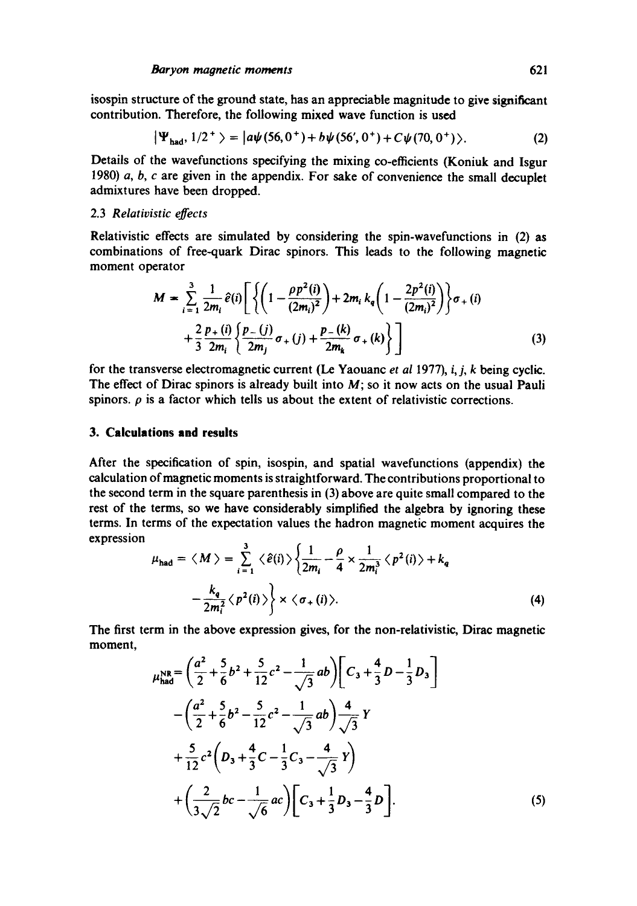isospin structure of the ground state, has an appreciable magnitude to give significant contribution. Therefore, the following mixed wave function is used

$$|\Psi_{\text{had}}, 1/2^+\rangle = |a\psi(56, 0^+) + b\psi(56', 0^+) + C\psi(70, 0^+)\rangle. \tag{2}$$

Details of the wavefunctions specifying the mixing co-efficients (Koniuk and Isgur 1980) $a$, $b$, $c$ are given in the appendix. For sake of convenience the small decuplet admixtures have been dropped.

### 2.3 *Relativistic effects*

Relativistic effects are simulated by considering the spin-wavefunctions in (2) as combinations of free-quark Dirac spinors. This leads to the following magnetic moment operator

$$M = \sum_{i=1}^{3} \frac{1}{2m_i} \hat{e}(i) \left[ \left\{ \left(1 - \frac{\rho p^2(i)}{(2m_i)^2}\right) + 2m_i k_q \left(1 - \frac{2p^2(i)}{(2m_i)^2}\right) \right\} \sigma_+(i) + \frac{2}{3} \frac{p_+(i)}{2m_i} \left\{ \frac{p_-(j)}{2m_j} \sigma_+(j) + \frac{p_-(k)}{2m_k} \sigma_+(k) \right\} \right] \tag{3}$$

for the transverse electromagnetic current (Le Yaouanc *et al* 1977), $i, j, k$ being cyclic. The effect of Dirac spinors is already built into $M$; so it now acts on the usual Pauli spinors. $\rho$ is a factor which tells us about the extent of relativistic corrections.

## 3. Calculations and results

After the specification of spin, isospin, and spatial wavefunctions (appendix) the calculation of magnetic moments is straightforward. The contributions proportional to the second term in the square parenthesis in (3) above are quite small compared to the rest of the terms, so we have considerably simplified the algebra by ignoring these terms. In terms of the expectation values the hadron magnetic moment acquires the expression

$$\mu_{\text{had}} = \langle M \rangle = \sum_{i=1}^{3} \langle \hat{e}(i) \rangle \left\{ \frac{1}{2m_i} - \frac{\rho}{4} \times \frac{1}{2m_i^3} \langle p^2(i) \rangle + k_q - \frac{k_q}{2m_i^2} \langle p^2(i) \rangle \right\} \times \langle \sigma_+(i) \rangle. \tag{4}$$

The first term in the above expression gives, for the non-relativistic, Dirac magnetic moment,

$$\begin{aligned}
\mu_{\text{had}}^{\text{NR}} = & \left(\frac{a^2}{2} + \frac{5}{6}b^2 + \frac{5}{12}c^2 - \frac{1}{\sqrt{3}}ab\right)\left[C_3 + \frac{4}{3}D - \frac{1}{3}D_3\right] \\
& - \left(\frac{a^2}{2} + \frac{5}{6}b^2 - \frac{5}{12}c^2 - \frac{1}{\sqrt{3}}ab\right)\frac{4}{\sqrt{3}}Y \\
& + \frac{5}{12}c^2\left(D_3 + \frac{4}{3}C - \frac{1}{3}C_3 - \frac{4}{\sqrt{3}}Y\right) \\
& + \left(\frac{2}{3\sqrt{2}}bc - \frac{1}{\sqrt{6}}ac\right)\left[C_3 + \frac{1}{3}D_3 - \frac{4}{3}D\right].
\end{aligned} \tag{5}$$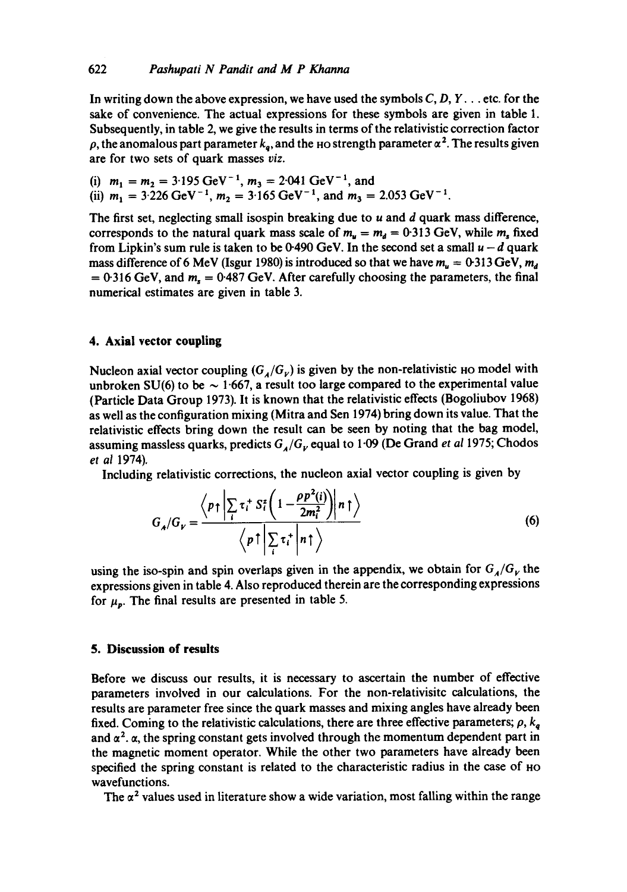In writing down the above expression, we have used the symbols $C$, $D$, $Y$... etc. for the sake of convenience. The actual expressions for these symbols are given in table 1. Subsequently, in table 2, we give the results in terms of the relativistic correction factor $\rho$, the anomalous part parameter $k_q$, and the HO strength parameter $\alpha^2$. The results given are for two sets of quark masses *viz.*

(i) $m_1 = m_2 = 3{\cdot}195\ \text{GeV}^{-1}$, $m_3 = 2{\cdot}041\ \text{GeV}^{-1}$, and
(ii) $m_1 = 3{\cdot}226\ \text{GeV}^{-1}$, $m_2 = 3{\cdot}165\ \text{GeV}^{-1}$, and $m_3 = 2.053\ \text{GeV}^{-1}$.

The first set, neglecting small isospin breaking due to $u$ and $d$ quark mass difference, corresponds to the natural quark mass scale of $m_u = m_d = 0{\cdot}313$ GeV, while $m_s$ fixed from Lipkin's sum rule is taken to be 0·490 GeV. In the second set a small $u-d$ quark mass difference of 6 MeV (Isgur 1980) is introduced so that we have $m_u = 0{\cdot}313$ GeV, $m_d = 0{\cdot}316$ GeV, and $m_s = 0{\cdot}487$ GeV. After carefully choosing the parameters, the final numerical estimates are given in table 3.

## 4. Axial vector coupling

Nucleon axial vector coupling $(G_A/G_V)$ is given by the non-relativistic HO model with unbroken SU(6) to be $\sim 1{\cdot}667$, a result too large compared to the experimental value (Particle Data Group 1973). It is known that the relativistic effects (Bogoliubov 1968) as well as the configuration mixing (Mitra and Sen 1974) bring down its value. That the relativistic effects bring down the result can be seen by noting that the bag model, assuming massless quarks, predicts $G_A/G_V$ equal to 1·09 (De Grand *et al* 1975; Chodos *et al* 1974).

Including relativistic corrections, the nucleon axial vector coupling is given by

$$G_A/G_V = \frac{\left\langle p\uparrow \left| \sum_i \tau_i^+ S_i^z \left(1 - \frac{\rho p^2(i)}{2m_i^2}\right) \right| n\uparrow \right\rangle}{\left\langle p\uparrow \left| \sum_i \tau_i^+ \right| n\uparrow \right\rangle} \tag{6}$$

using the iso-spin and spin overlaps given in the appendix, we obtain for $G_A/G_V$ the expressions given in table 4. Also reproduced therein are the corresponding expressions for $\mu_p$. The final results are presented in table 5.

## 5. Discussion of results

Before we discuss our results, it is necessary to ascertain the number of effective parameters involved in our calculations. For the non-relativisitc calculations, the results are parameter free since the quark masses and mixing angles have already been fixed. Coming to the relativistic calculations, there are three effective parameters; $\rho$, $k_q$ and $\alpha^2$. $\alpha$, the spring constant gets involved through the momentum dependent part in the magnetic moment operator. While the other two parameters have already been specified the spring constant is related to the characteristic radius in the case of HO wavefunctions.

The $\alpha^2$ values used in literature show a wide variation, most falling within the range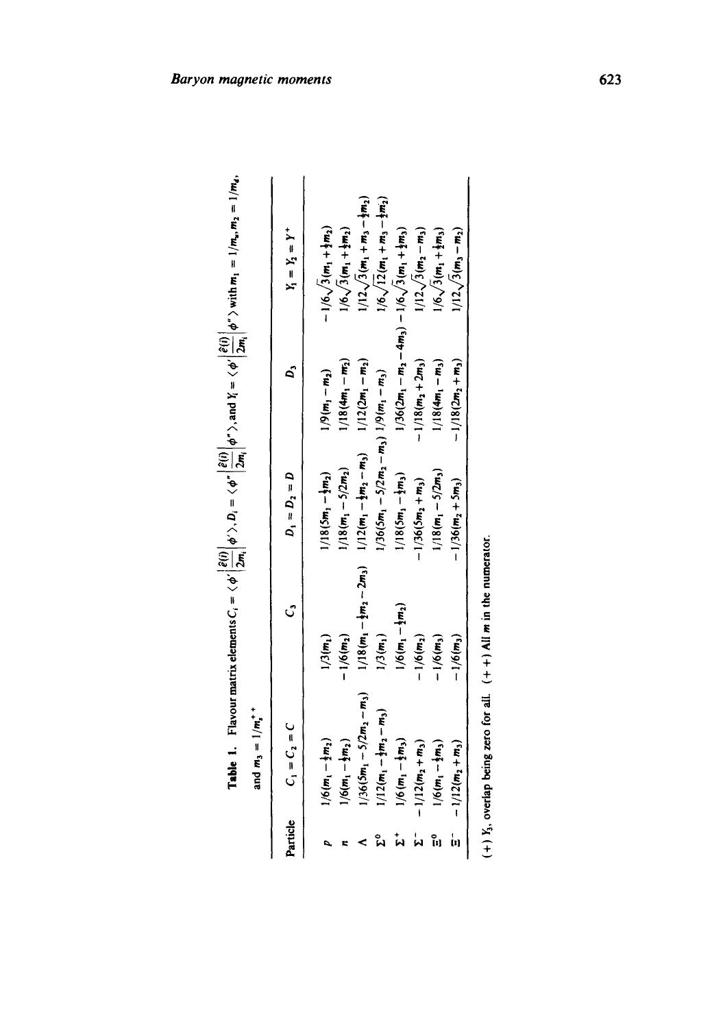**Table 1.** Flavour matrix elements $C_i = \langle \phi' | \frac{\hat{e}(i)}{2m_i} | \phi' \rangle$, $D_i = \langle \phi'' | \frac{\hat{e}(i)}{2m_i} | \phi'' \rangle$, and $Y_i = \langle \phi' | \frac{\hat{e}(i)}{2m_i} | \phi'' \rangle$ with $m_1 = 1/m_u$, $m_2 = 1/m_d$, and $m_3 = 1/m_s^{++}$

| Particle | $C_1 = C_2 = C$ | $C_3$ | $D_1 = D_2 = D$ | $D_3$ | $Y_1 = Y_2 = Y^+$ |
|---|---|---|---|---|---|
| $p$ | $1/6(m_1 - \frac{1}{2}m_2)$ | $1/3(m_1)$ | $1/18(5m_1 - \frac{1}{2}m_2)$ | $1/9(m_1 - m_2)$ | $-1/6\sqrt{3}(m_1 + \frac{1}{2}m_2)$ |
| $n$ | $1/6(m_1 - \frac{1}{2}m_2)$ | $-1/6(m_2)$ | $1/18(m_1 - 5/2m_2)$ | $1/18(4m_1 - m_2)$ | $1/6\sqrt{3}(m_1 + \frac{1}{2}m_2)$ |
| $\Lambda$ | $1/36(5m_1 - 5/2m_2 - m_3)$ | $1/18(m_1 - \frac{1}{2}m_2 - 2m_3)$ | $1/12(m_1 - \frac{1}{2}m_2 - m_3)$ | $1/12(2m_1 - m_2)$ | $1/12\sqrt{3}(m_1 + m_3 - \frac{1}{2}m_2)$ |
| $\Sigma^0$ | $1/12(m_1 - \frac{1}{2}m_2 - m_3)$ | $1/3(m_1)$ | $1/36(5m_1 - 5/2m_2 - m_3)$ | $1/9(m_1 - m_3)$ | $1/6\sqrt{12}(m_1 + m_3 - \frac{1}{2}m_2)$ |
| $\Sigma^+$ | $1/6(m_1 - \frac{1}{2}m_3)$ | $1/6(m_1 - \frac{1}{2}m_2)$ | $1/18(5m_1 - \frac{1}{2}m_3)$ | $1/36(2m_1 - m_2 - 4m_3)$ | $-1/6\sqrt{3}(m_1 + \frac{1}{2}m_3)$ |
| $\Sigma^-$ | $-1/12(m_2 + m_3)$ | $-1/6(m_2)$ | $-1/36(5m_2 + m_3)$ | $-1/18(m_2 + 2m_3)$ | $1/12\sqrt{3}(m_2 - m_3)$ |
| $\Xi^0$ | $1/6(m_1 - \frac{1}{2}m_3)$ | $-1/6(m_3)$ | $1/18(m_1 - 5/2m_3)$ | $1/18(4m_1 - m_3)$ | $1/6\sqrt{3}(m_1 + \frac{1}{2}m_3)$ |
| $\Xi^-$ | $-1/12(m_2 + m_3)$ | $-1/6(m_3)$ | $-1/36(m_2 + 5m_3)$ | $-1/18(2m_2 + m_3)$ | $1/12\sqrt{3}(m_3 - m_2)$ |

(+) $Y_3$, overlap being zero for all. (++) All $m$ in the numerator.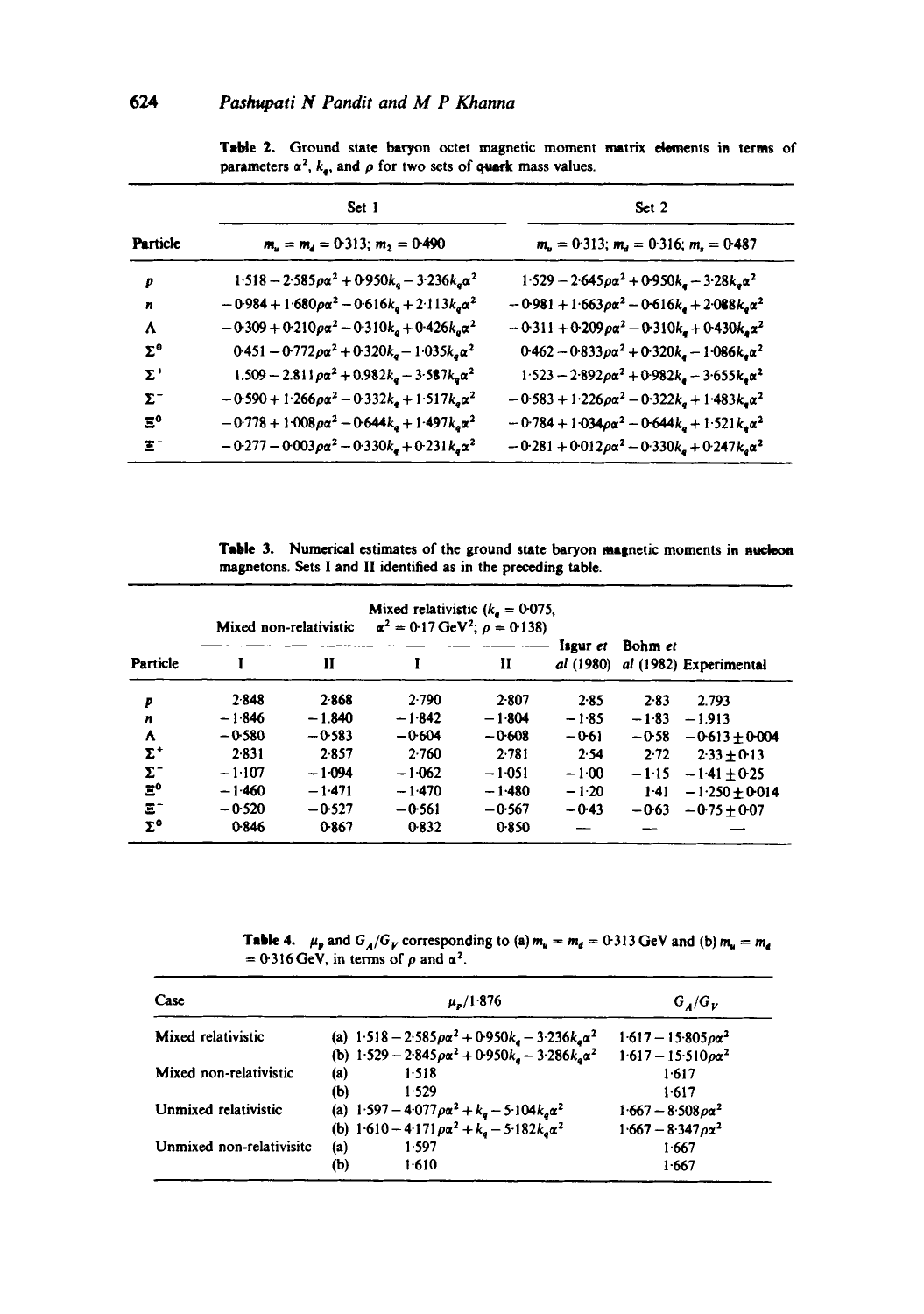**Table 2.** Ground state baryon octet magnetic moment matrix elements in terms of parameters $\alpha^2$, $k_q$, and $\rho$ for two sets of quark mass values.

| | Set 1 | Set 2 |
|---|---|---|
| Particle | $m_u = m_d = 0.313$; $m_s = 0.490$ | $m_u = 0.313$; $m_d = 0.316$; $m_s = 0.487$ |
| $p$ | $1.518 - 2.585\rho\alpha^2 + 0.950k_q - 3.236k_q\alpha^2$ | $1.529 - 2.645\rho\alpha^2 + 0.950k_q - 3.28k_q\alpha^2$ |
| $n$ | $-0.984 + 1.680\rho\alpha^2 - 0.616k_q + 2.113k_q\alpha^2$ | $-0.981 + 1.663\rho\alpha^2 - 0.616k_q + 2.088k_q\alpha^2$ |
| $\Lambda$ | $-0.309 + 0.210\rho\alpha^2 - 0.310k_q + 0.426k_q\alpha^2$ | $-0.311 + 0.209\rho\alpha^2 - 0.310k_q + 0.430k_q\alpha^2$ |
| $\Sigma^0$ | $0.451 - 0.772\rho\alpha^2 + 0.320k_q - 1.035k_q\alpha^2$ | $0.462 - 0.833\rho\alpha^2 + 0.320k_q - 1.086k_q\alpha^2$ |
| $\Sigma^+$ | $1.509 - 2.811\rho\alpha^2 + 0.982k_q - 3.587k_q\alpha^2$ | $1.523 - 2.892\rho\alpha^2 + 0.982k_q - 3.655k_q\alpha^2$ |
| $\Sigma^-$ | $-0.590 + 1.266\rho\alpha^2 - 0.332k_q + 1.517k_q\alpha^2$ | $-0.583 + 1.226\rho\alpha^2 - 0.322k_q + 1.483k_q\alpha^2$ |
| $\Xi^0$ | $-0.778 + 1.008\rho\alpha^2 - 0.644k_q + 1.497k_q\alpha^2$ | $-0.784 + 1.034\rho\alpha^2 - 0.644k_q + 1.521k_q\alpha^2$ |
| $\Xi^-$ | $-0.277 - 0.003\rho\alpha^2 - 0.330k_q + 0.231k_q\alpha^2$ | $-0.281 + 0.012\rho\alpha^2 - 0.330k_q + 0.247k_q\alpha^2$ |

**Table 3.** Numerical estimates of the ground state baryon magnetic moments in nucleon magnetons. Sets I and II identified as in the preceding table.

| | Mixed non-relativistic | | Mixed relativistic ($k_q = 0.075$, $\alpha^2 = 0.17\ \text{GeV}^2$; $\rho = 0.138$) | | | | |
|---|---|---|---|---|---|---|---|
| Particle | I | II | I | II | Isgur *et al* (1980) | Bohm *et al* (1982) | Experimental |
| $p$ | 2.848 | 2.868 | 2.790 | 2.807 | 2.85 | 2.83 | 2.793 |
| $n$ | −1.846 | −1.840 | −1.842 | −1.804 | −1.85 | −1.83 | −1.913 |
| $\Lambda$ | −0.580 | −0.583 | −0.604 | −0.608 | −0.61 | −0.58 | $-0.613 \pm 0.004$ |
| $\Sigma^+$ | 2.831 | 2.857 | 2.760 | 2.781 | 2.54 | 2.72 | $2.33 \pm 0.13$ |
| $\Sigma^-$ | −1.107 | −1.094 | −1.062 | −1.051 | −1.00 | −1.15 | $-1.41 \pm 0.25$ |
| $\Xi^0$ | −1.460 | −1.471 | −1.470 | −1.480 | −1.20 | 1.41 | $-1.250 \pm 0.014$ |
| $\Xi^-$ | −0.520 | −0.527 | −0.561 | −0.567 | −0.43 | −0.63 | $-0.75 \pm 0.07$ |
| $\Sigma^0$ | 0.846 | 0.867 | 0.832 | 0.850 | — | — | — |

**Table 4.** $\mu_p$ and $G_A/G_V$ corresponding to (a) $m_u = m_d = 0.313$ GeV and (b) $m_u = m_d = 0.316$ GeV, in terms of $\rho$ and $\alpha^2$.

| Case | | $\mu_p/1.876$ | $G_A/G_V$ |
|---|---|---|---|
| Mixed relativistic | (a) | $1.518 - 2.585\rho\alpha^2 + 0.950k_q - 3.236k_q\alpha^2$ | $1.617 - 15.805\rho\alpha^2$ |
| | (b) | $1.529 - 2.845\rho\alpha^2 + 0.950k_q - 3.286k_q\alpha^2$ | $1.617 - 15.510\rho\alpha^2$ |
| Mixed non-relativistic | (a) | 1.518 | 1.617 |
| | (b) | 1.529 | 1.617 |
| Unmixed relativistic | (a) | $1.597 - 4.077\rho\alpha^2 + k_q - 5.104k_q\alpha^2$ | $1.667 - 8.508\rho\alpha^2$ |
| | (b) | $1.610 - 4.171\rho\alpha^2 + k_q - 5.182k_q\alpha^2$ | $1.667 - 8.347\rho\alpha^2$ |
| Unmixed non-relativisitc | (a) | 1.597 | 1.667 |
| | (b) | 1.610 | 1.667 |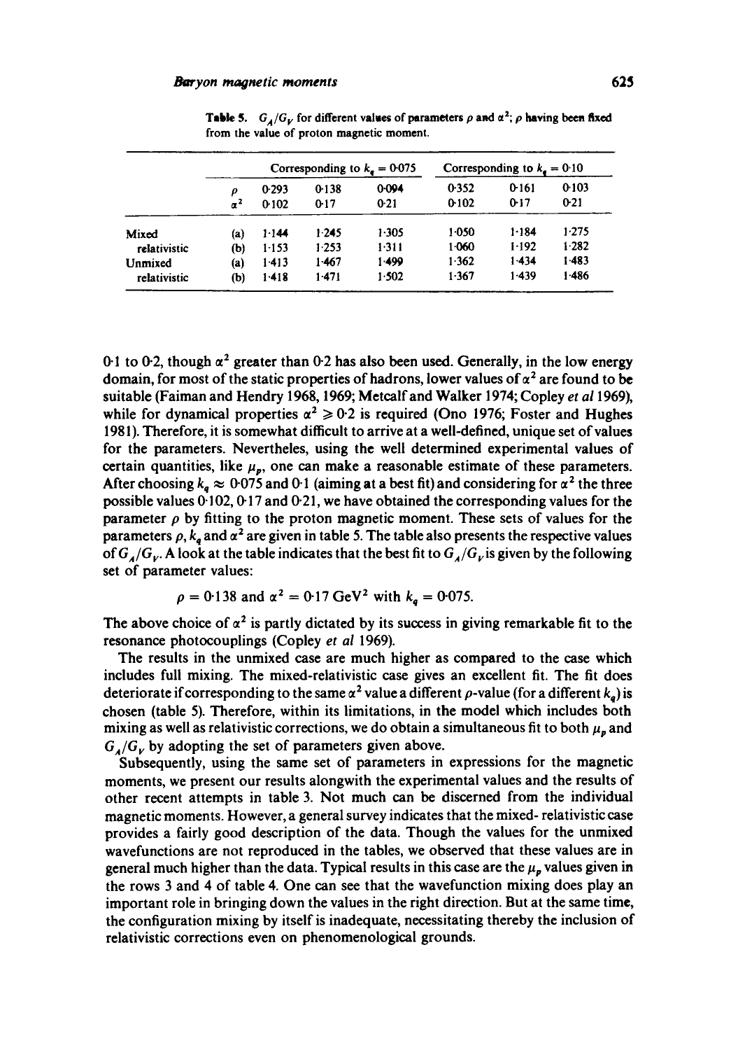**Table 5.** $G_A/G_V$ for different values of parameters $\rho$ and $\alpha^2$; $\rho$ having been fixed from the value of proton magnetic moment.

| | | Corresponding to $k_q = 0.075$ | | | Corresponding to $k_q = 0.10$ | | |
|---|---|---|---|---|---|---|---|
| | $\rho$ | 0.293 | 0.138 | 0.094 | 0.352 | 0.161 | 0.103 |
| | $\alpha^2$ | 0.102 | 0.17 | 0.21 | 0.102 | 0.17 | 0.21 |
| Mixed | (a) | 1.144 | 1.245 | 1.305 | 1.050 | 1.184 | 1.275 |
| relativistic | (b) | 1.153 | 1.253 | 1.311 | 1.060 | 1.192 | 1.282 |
| Unmixed | (a) | 1.413 | 1.467 | 1.499 | 1.362 | 1.434 | 1.483 |
| relativistic | (b) | 1.418 | 1.471 | 1.502 | 1.367 | 1.439 | 1.486 |

0.1 to 0.2, though $\alpha^2$ greater than 0.2 has also been used. Generally, in the low energy domain, for most of the static properties of hadrons, lower values of $\alpha^2$ are found to be suitable (Faiman and Hendry 1968, 1969; Metcalf and Walker 1974; Copley *et al* 1969), while for dynamical properties $\alpha^2 \geqslant 0.2$ is required (Ono 1976; Foster and Hughes 1981). Therefore, it is somewhat difficult to arrive at a well-defined, unique set of values for the parameters. Nevertheles, using the well determined experimental values of certain quantities, like $\mu_p$, one can make a reasonable estimate of these parameters. After choosing $k_q \approx 0.075$ and 0.1 (aiming at a best fit) and considering for $\alpha^2$ the three possible values 0.102, 0.17 and 0.21, we have obtained the corresponding values for the parameter $\rho$ by fitting to the proton magnetic moment. These sets of values for the parameters $\rho$, $k_q$ and $\alpha^2$ are given in table 5. The table also presents the respective values of $G_A/G_V$. A look at the table indicates that the best fit to $G_A/G_V$ is given by the following set of parameter values:

$$\rho = 0.138 \text{ and } \alpha^2 = 0.17 \text{ GeV}^2 \text{ with } k_q = 0.075.$$

The above choice of $\alpha^2$ is partly dictated by its success in giving remarkable fit to the resonance photocouplings (Copley *et al* 1969).

The results in the unmixed case are much higher as compared to the case which includes full mixing. The mixed-relativistic case gives an excellent fit. The fit does deteriorate if corresponding to the same $\alpha^2$ value a different $\rho$-value (for a different $k_q$) is chosen (table 5). Therefore, within its limitations, in the model which includes both mixing as well as relativistic corrections, we do obtain a simultaneous fit to both $\mu_p$ and $G_A/G_V$ by adopting the set of parameters given above.

Subsequently, using the same set of parameters in expressions for the magnetic moments, we present our results alongwith the experimental values and the results of other recent attempts in table 3. Not much can be discerned from the individual magnetic moments. However, a general survey indicates that the mixed- relativistic case provides a fairly good description of the data. Though the values for the unmixed wavefunctions are not reproduced in the tables, we observed that these values are in general much higher than the data. Typical results in this case are the $\mu_p$ values given in the rows 3 and 4 of table 4. One can see that the wavefunction mixing does play an important role in bringing down the values in the right direction. But at the same time, the configuration mixing by itself is inadequate, necessitating thereby the inclusion of relativistic corrections even on phenomenological grounds.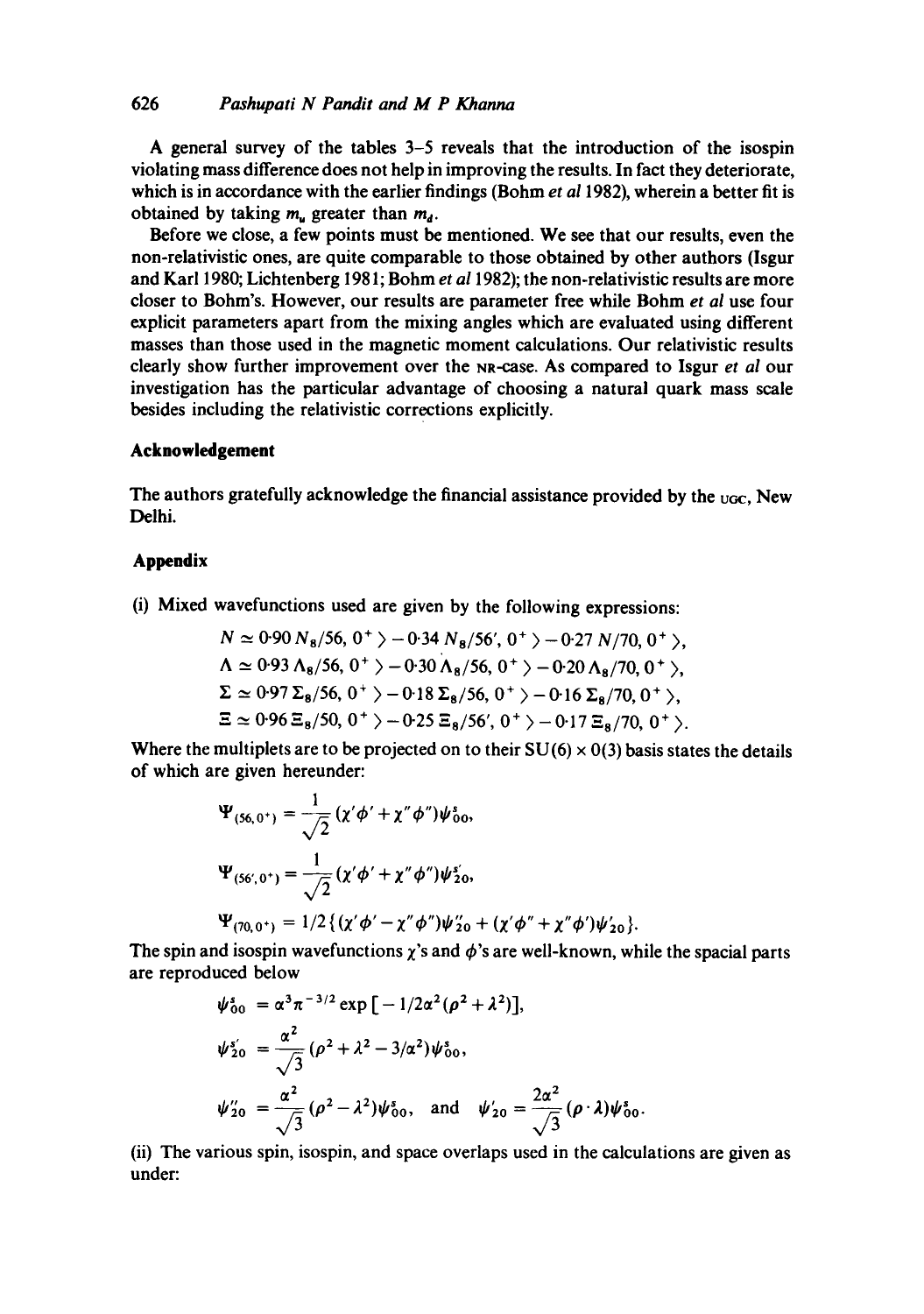A general survey of the tables 3–5 reveals that the introduction of the isospin violating mass difference does not help in improving the results. In fact they deteriorate, which is in accordance with the earlier findings (Bohm *et al* 1982), wherein a better fit is obtained by taking $m_u$ greater than $m_d$.

Before we close, a few points must be mentioned. We see that our results, even the non-relativistic ones, are quite comparable to those obtained by other authors (Isgur and Karl 1980; Lichtenberg 1981; Bohm *et al* 1982); the non-relativistic results are more closer to Bohm's. However, our results are parameter free while Bohm *et al* use four explicit parameters apart from the mixing angles which are evaluated using different masses than those used in the magnetic moment calculations. Our relativistic results clearly show further improvement over the NR-case. As compared to Isgur *et al* our investigation has the particular advantage of choosing a natural quark mass scale besides including the relativistic corrections explicitly.

## Acknowledgement

The authors gratefully acknowledge the financial assistance provided by the UGC, New Delhi.

## Appendix

(i) Mixed wavefunctions used are given by the following expressions:

$$N \simeq 0{\cdot}90\, N_8/56,\, 0^+ \rangle - 0{\cdot}34\, N_8/56',\, 0^+ \rangle - 0{\cdot}27\, N/70,\, 0^+ \rangle,$$

$$\Lambda \simeq 0{\cdot}93\, \Lambda_8/56,\, 0^+ \rangle - 0{\cdot}30\, \Lambda_8/56,\, 0^+ \rangle - 0{\cdot}20\, \Lambda_8/70,\, 0^+ \rangle,$$

$$\Sigma \simeq 0{\cdot}97\, \Sigma_8/56,\, 0^+ \rangle - 0{\cdot}18\, \Sigma_8/56,\, 0^+ \rangle - 0{\cdot}16\, \Sigma_8/70,\, 0^+ \rangle,$$

$$\Xi \simeq 0{\cdot}96\, \Xi_8/50,\, 0^+ \rangle - 0{\cdot}25\, \Xi_8/56',\, 0^+ \rangle - 0{\cdot}17\, \Xi_8/70,\, 0^+ \rangle.$$

Where the multiplets are to be projected on to their $SU(6) \times 0(3)$ basis states the details of which are given hereunder:

$$\Psi_{(56,0^+)} = \frac{1}{\sqrt{2}}(\chi'\phi' + \chi''\phi'')\psi^s_{00},$$

$$\Psi_{(56',0^+)} = \frac{1}{\sqrt{2}}(\chi'\phi' + \chi''\phi'')\psi^{s'}_{20},$$

$$\Psi_{(70,0^+)} = 1/2\{(\chi'\phi' - \chi''\phi'')\psi''_{20} + (\chi'\phi'' + \chi''\phi')\psi'_{20}\}.$$

The spin and isospin wavefunctions $\chi$'s and $\phi$'s are well-known, while the spacial parts are reproduced below

$$\psi^s_{00} = \alpha^3 \pi^{-3/2} \exp\left[-1/2\alpha^2(\rho^2 + \lambda^2)\right],$$

$$\psi^{s'}_{20} = \frac{\alpha^2}{\sqrt{3}}(\rho^2 + \lambda^2 - 3/\alpha^2)\psi^s_{00},$$

$$\psi''_{20} = \frac{\alpha^2}{\sqrt{3}}(\rho^2 - \lambda^2)\psi^s_{00}, \quad \text{and} \quad \psi'_{20} = \frac{2\alpha^2}{\sqrt{3}}(\rho \cdot \lambda)\psi^s_{00}.$$

(ii) The various spin, isospin, and space overlaps used in the calculations are given as under: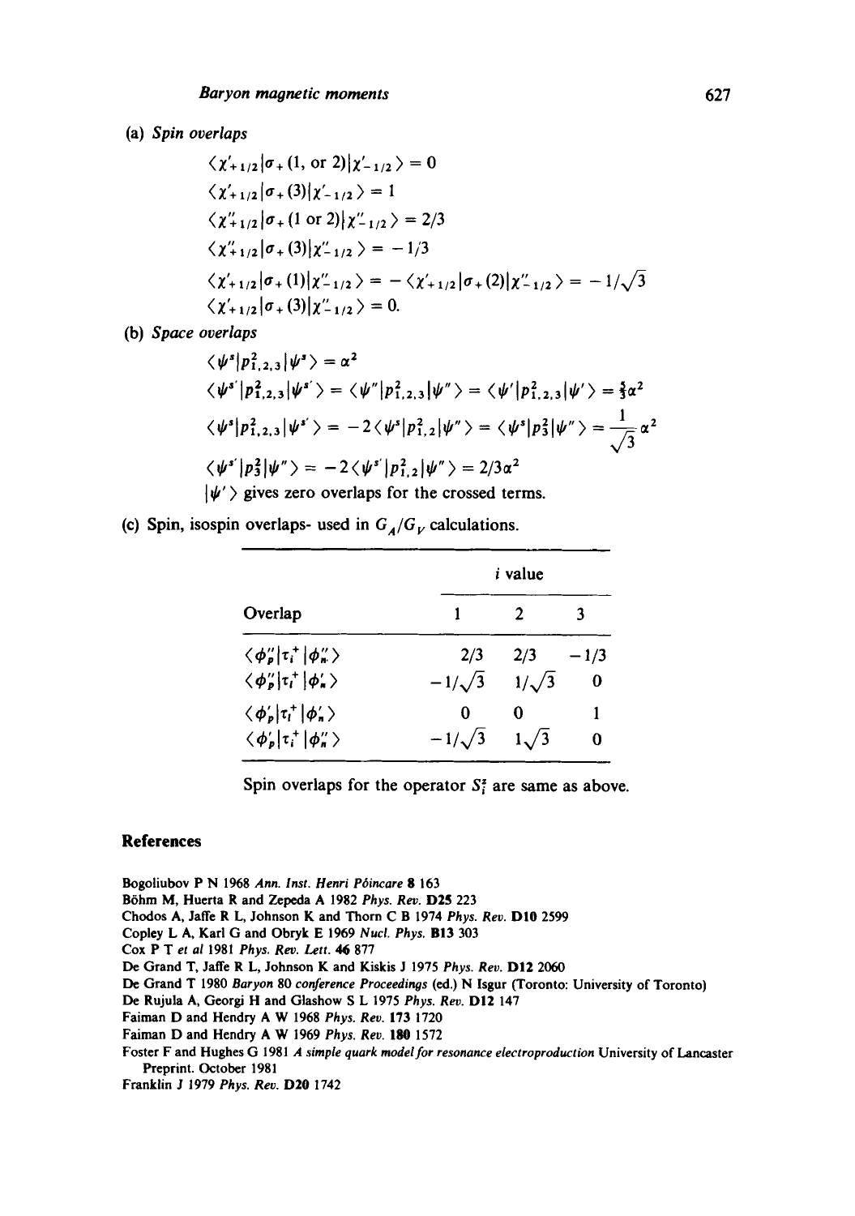(a) *Spin overlaps*

$$\langle \chi'_{+1/2}|\sigma_+(1, \text{ or } 2)|\chi'_{-1/2}\rangle = 0$$

$$\langle \chi'_{+1/2}|\sigma_+(3)|\chi'_{-1/2}\rangle = 1$$

$$\langle \chi''_{+1/2}|\sigma_+(1 \text{ or } 2)|\chi''_{-1/2}\rangle = 2/3$$

$$\langle \chi''_{+1/2}|\sigma_+(3)|\chi''_{-1/2}\rangle = -1/3$$

$$\langle \chi'_{+1/2}|\sigma_+(1)|\chi''_{-1/2}\rangle = -\langle \chi'_{+1/2}|\sigma_+(2)|\chi''_{-1/2}\rangle = -1/\sqrt{3}$$

$$\langle \chi'_{+1/2}|\sigma_+(3)|\chi''_{-1/2}\rangle = 0.$$

(b) *Space overlaps*

$$\langle \psi^s|p^2_{1,2,3}|\psi^s\rangle = \alpha^2$$

$$\langle \psi^{s'}|p^2_{1,2,3}|\psi^{s'}\rangle = \langle \psi''|p^2_{1,2,3}|\psi''\rangle = \langle \psi'|p^2_{1,2,3}|\psi'\rangle = \tfrac{5}{3}\alpha^2$$

$$\langle \psi^s|p^2_{1,2,3}|\psi^{s'}\rangle = -2\langle \psi^s|p^2_{1,2}|\psi''\rangle = \langle \psi^s|p^2_3|\psi''\rangle = \frac{1}{\sqrt{3}}\alpha^2$$

$$\langle \psi^{s'}|p^2_3|\psi''\rangle = -2\langle \psi^{s'}|p^2_{1,2}|\psi''\rangle = 2/3\alpha^2$$

$|\psi'\rangle$ gives zero overlaps for the crossed terms.

(c) Spin, isospin overlaps- used in $G_A/G_V$ calculations.

| Overlap | *i* value | | |
|---|---|---|---|
| | 1 | 2 | 3 |
| $\langle \phi''_p|\tau_i^+|\phi''_n\rangle$ | $2/3$ | $2/3$ | $-1/3$ |
| $\langle \phi''_p|\tau_i^+|\phi'_n\rangle$ | $-1/\sqrt{3}$ | $1/\sqrt{3}$ | $0$ |
| $\langle \phi'_p|\tau_i^+|\phi'_n\rangle$ | $0$ | $0$ | $1$ |
| $\langle \phi'_p|\tau_i^+|\phi''_n\rangle$ | $-1/\sqrt{3}$ | $1\sqrt{3}$ | $0$ |

Spin overlaps for the operator $S_i^z$ are same as above.

## References

Bogoliubov P N 1968 *Ann. Inst. Henri Pôincare* **8** 163

Böhm M, Huerta R and Zepeda A 1982 *Phys. Rev.* **D25** 223

Chodos A, Jaffe R L, Johnson K and Thorn C B 1974 *Phys. Rev.* **D10** 2599

Copley L A, Karl G and Obryk E 1969 *Nucl. Phys.* **B13** 303

Cox P T *et al* 1981 *Phys. Rev. Lett.* **46** 877

De Grand T, Jaffe R L, Johnson K and Kiskis J 1975 *Phys. Rev.* **D12** 2060

De Grand T 1980 *Baryon 80 conference Proceedings* (ed.) N Isgur (Toronto: University of Toronto)

De Rujula A, Georgi H and Glashow S L 1975 *Phys. Rev.* **D12** 147

Faiman D and Hendry A W 1968 *Phys. Rev.* **173** 1720

Faiman D and Hendry A W 1969 *Phys. Rev.* **180** 1572

Foster F and Hughes G 1981 *A simple quark model for resonance electroproduction* University of Lancaster Preprint. October 1981

Franklin J 1979 *Phys. Rev.* **D20** 1742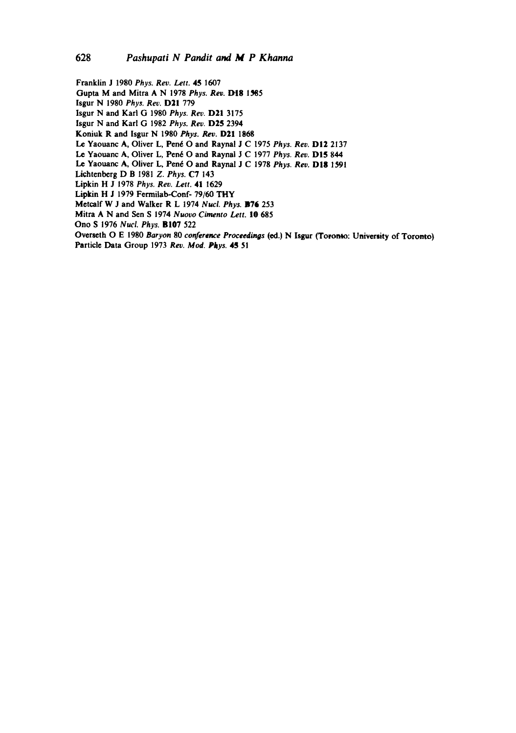Franklin J 1980 *Phys. Rev. Lett.* **45** 1607

Gupta M and Mitra A N 1978 *Phys. Rev.* **D18** 1585

Isgur N 1980 *Phys. Rev.* **D21** 779

Isgur N and Karl G 1980 *Phys. Rev.* **D21** 3175

Isgur N and Karl G 1982 *Phys. Rev.* **D25** 2394

Koniuk R and Isgur N 1980 *Phys. Rev.* **D21** 1868

Le Yaouanc A, Oliver L, Pené O and Raynal J C 1975 *Phys. Rev.* **D12** 2137

Le Yaouanc A, Oliver L, Pené O and Raynal J C 1977 *Phys. Rev.* **D15** 844

Le Yaouanc A, Oliver L, Pené O and Raynal J C 1978 *Phys. Rev.* **D18** 1591

Lichtenberg D B 1981 *Z. Phys.* **C7** 143

Lipkin H J 1978 *Phys. Rev. Lett.* **41** 1629

Lipkin H J 1979 Fermilab-Conf- 79/60 THY

Metcalf W J and Walker R L 1974 *Nucl. Phys.* **B76** 253

Mitra A N and Sen S 1974 *Nuovo Cimento Lett.* **10** 685

Ono S 1976 *Nucl. Phys.* **B107** 522

Overseth O E 1980 *Baryon* 80 *conference Proceedings* (ed.) N Isgur (Toronto: University of Toronto)

Particle Data Group 1973 *Rev. Mod. Phys.* **45** 51